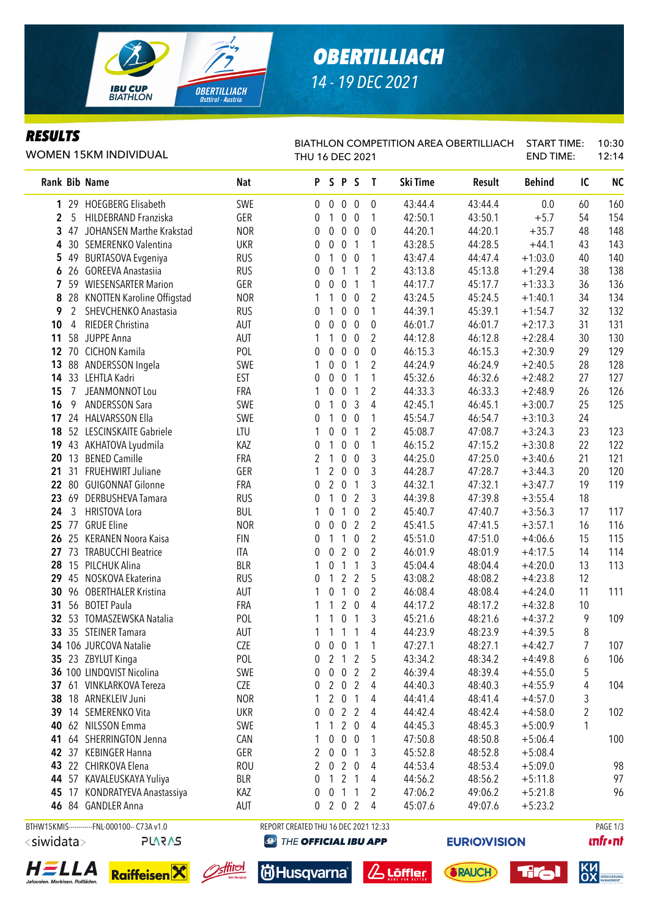# OBERTILLIACH

14 - 19 DEC 2021

## RESULTS

WOMEN 15KM INDIVIDUAL

BIATHLON COMPETITION AREA OBERTILLIACH
THU 16 DEC 2021

START TIME: 10:30
END TIME: 12:14

| Rank | Bib | Name | Nat | P | S | P | S | T | Ski Time | Result | Behind | IC | NC |
|---|---|---|---|---|---|---|---|---|---|---|---|---|---|
| 1 | 29 | HOEGBERG Elisabeth | SWE | 0 | 0 | 0 | 0 | 0 | 43:44.4 | 43:44.4 | 0.0 | 60 | 160 |
| 2 | 5 | HILDEBRAND Franziska | GER | 0 | 1 | 0 | 0 | 1 | 42:50.1 | 43:50.1 | +5.7 | 54 | 154 |
| 3 | 47 | JOHANSEN Marthe Krakstad | NOR | 0 | 0 | 0 | 0 | 0 | 44:20.1 | 44:20.1 | +35.7 | 48 | 148 |
| 4 | 30 | SEMERENKO Valentina | UKR | 0 | 0 | 0 | 1 | 1 | 43:28.5 | 44:28.5 | +44.1 | 43 | 143 |
| 5 | 49 | BURTASOVA Evgeniya | RUS | 0 | 1 | 0 | 0 | 1 | 43:47.4 | 44:47.4 | +1:03.0 | 40 | 140 |
| 6 | 26 | GOREEVA Anastasiia | RUS | 0 | 0 | 1 | 1 | 2 | 43:13.8 | 45:13.8 | +1:29.4 | 38 | 138 |
| 7 | 59 | WIESENSARTER Marion | GER | 0 | 0 | 0 | 1 | 1 | 44:17.7 | 45:17.7 | +1:33.3 | 36 | 136 |
| 8 | 28 | KNOTTEN Karoline Offigstad | NOR | 1 | 1 | 0 | 0 | 2 | 43:24.5 | 45:24.5 | +1:40.1 | 34 | 134 |
| 9 | 2 | SHEVCHENKO Anastasia | RUS | 0 | 1 | 0 | 0 | 1 | 44:39.1 | 45:39.1 | +1:54.7 | 32 | 132 |
| 10 | 4 | RIEDER Christina | AUT | 0 | 0 | 0 | 0 | 0 | 46:01.7 | 46:01.7 | +2:17.3 | 31 | 131 |
| 11 | 58 | JUPPE Anna | AUT | 1 | 1 | 0 | 0 | 2 | 44:12.8 | 46:12.8 | +2:28.4 | 30 | 130 |
| 12 | 70 | CICHON Kamila | POL | 0 | 0 | 0 | 0 | 0 | 46:15.3 | 46:15.3 | +2:30.9 | 29 | 129 |
| 13 | 88 | ANDERSSON Ingela | SWE | 1 | 0 | 0 | 1 | 2 | 44:24.9 | 46:24.9 | +2:40.5 | 28 | 128 |
| 14 | 33 | LEHTLA Kadri | EST | 0 | 0 | 0 | 1 | 1 | 45:32.6 | 46:32.6 | +2:48.2 | 27 | 127 |
| 15 | 7 | JEANMONNOT Lou | FRA | 1 | 0 | 0 | 1 | 2 | 44:33.3 | 46:33.3 | +2:48.9 | 26 | 126 |
| 16 | 9 | ANDERSSON Sara | SWE | 0 | 1 | 0 | 3 | 4 | 42:45.1 | 46:45.1 | +3:00.7 | 25 | 125 |
| 17 | 24 | HALVARSSON Ella | SWE | 0 | 1 | 0 | 0 | 1 | 45:54.7 | 46:54.7 | +3:10.3 | 24 | |
| 18 | 52 | LESCINSKAITE Gabriele | LTU | 1 | 0 | 0 | 1 | 2 | 45:08.7 | 47:08.7 | +3:24.3 | 23 | 123 |
| 19 | 43 | AKHATOVA Lyudmila | KAZ | 0 | 1 | 0 | 0 | 1 | 46:15.2 | 47:15.2 | +3:30.8 | 22 | 122 |
| 20 | 13 | BENED Camille | FRA | 2 | 1 | 0 | 0 | 3 | 44:25.0 | 47:25.0 | +3:40.6 | 21 | 121 |
| 21 | 31 | FRUEHWIRT Juliane | GER | 1 | 2 | 0 | 0 | 3 | 44:28.7 | 47:28.7 | +3:44.3 | 20 | 120 |
| 22 | 80 | GUIGONNAT Gilonne | FRA | 0 | 2 | 0 | 1 | 3 | 44:32.1 | 47:32.1 | +3:47.7 | 19 | 119 |
| 23 | 69 | DERBUSHEVA Tamara | RUS | 0 | 1 | 0 | 2 | 3 | 44:39.8 | 47:39.8 | +3:55.4 | 18 | |
| 24 | 3 | HRISTOVA Lora | BUL | 1 | 0 | 1 | 0 | 2 | 45:40.7 | 47:40.7 | +3:56.3 | 17 | 117 |
| 25 | 77 | GRUE Eline | NOR | 0 | 0 | 0 | 2 | 2 | 45:41.5 | 47:41.5 | +3:57.1 | 16 | 116 |
| 26 | 25 | KERANEN Noora Kaisa | FIN | 0 | 1 | 1 | 0 | 2 | 45:51.0 | 47:51.0 | +4:06.6 | 15 | 115 |
| 27 | 73 | TRABUCCHI Beatrice | ITA | 0 | 0 | 2 | 0 | 2 | 46:01.9 | 48:01.9 | +4:17.5 | 14 | 114 |
| 28 | 15 | PILCHUK Alina | BLR | 1 | 0 | 1 | 1 | 3 | 45:04.4 | 48:04.4 | +4:20.0 | 13 | 113 |
| 29 | 45 | NOSKOVA Ekaterina | RUS | 0 | 1 | 2 | 2 | 5 | 43:08.2 | 48:08.2 | +4:23.8 | 12 | |
| 30 | 96 | OBERTHALER Kristina | AUT | 1 | 0 | 1 | 0 | 2 | 46:08.4 | 48:08.4 | +4:24.0 | 11 | 111 |
| 31 | 56 | BOTET Paula | FRA | 1 | 1 | 2 | 0 | 4 | 44:17.2 | 48:17.2 | +4:32.8 | 10 | |
| 32 | 53 | TOMASZEWSKA Natalia | POL | 1 | 1 | 0 | 1 | 3 | 45:21.6 | 48:21.6 | +4:37.2 | 9 | 109 |
| 33 | 35 | STEINER Tamara | AUT | 1 | 1 | 1 | 1 | 4 | 44:23.9 | 48:23.9 | +4:39.5 | 8 | |
| 34 | 106 | JURCOVA Natalie | CZE | 0 | 0 | 0 | 1 | 1 | 47:27.1 | 48:27.1 | +4:42.7 | 7 | 107 |
| 35 | 23 | ZBYLUT Kinga | POL | 0 | 2 | 1 | 2 | 5 | 43:34.2 | 48:34.2 | +4:49.8 | 6 | 106 |
| 36 | 100 | LINDQVIST Nicolina | SWE | 0 | 0 | 0 | 2 | 2 | 46:39.4 | 48:39.4 | +4:55.0 | 5 | |
| 37 | 61 | VINKLARKOVA Tereza | CZE | 0 | 2 | 0 | 2 | 4 | 44:40.3 | 48:40.3 | +4:55.9 | 4 | 104 |
| 38 | 18 | ARNEKLEIV Juni | NOR | 1 | 2 | 0 | 1 | 4 | 44:41.4 | 48:41.4 | +4:57.0 | 3 | |
| 39 | 14 | SEMERENKO Vita | UKR | 0 | 0 | 2 | 2 | 4 | 44:42.4 | 48:42.4 | +4:58.0 | 2 | 102 |
| 40 | 62 | NILSSON Emma | SWE | 1 | 1 | 2 | 0 | 4 | 44:45.3 | 48:45.3 | +5:00.9 | 1 | |
| 41 | 64 | SHERRINGTON Jenna | CAN | 1 | 0 | 0 | 0 | 1 | 47:50.8 | 48:50.8 | +5:06.4 | | 100 |
| 42 | 37 | KEBINGER Hanna | GER | 2 | 0 | 0 | 1 | 3 | 45:52.8 | 48:52.8 | +5:08.4 | | |
| 43 | 22 | CHIRKOVA Elena | ROU | 2 | 0 | 2 | 0 | 4 | 44:53.4 | 48:53.4 | +5:09.0 | | 98 |
| 44 | 57 | KAVALEUSKAYA Yuliya | BLR | 0 | 1 | 2 | 1 | 4 | 44:56.2 | 48:56.2 | +5:11.8 | | 97 |
| 45 | 17 | KONDRATYEVA Anastassiya | KAZ | 0 | 0 | 1 | 1 | 2 | 47:06.2 | 49:06.2 | +5:21.8 | | 96 |
| 46 | 84 | GANDLER Anna | AUT | 0 | 2 | 0 | 2 | 4 | 45:07.6 | 49:07.6 | +5:23.2 | | |

BTHW15KMIS-----------FNL-000100-- C73A v1.0 REPORT CREATED THU 16 DEC 2021 12:33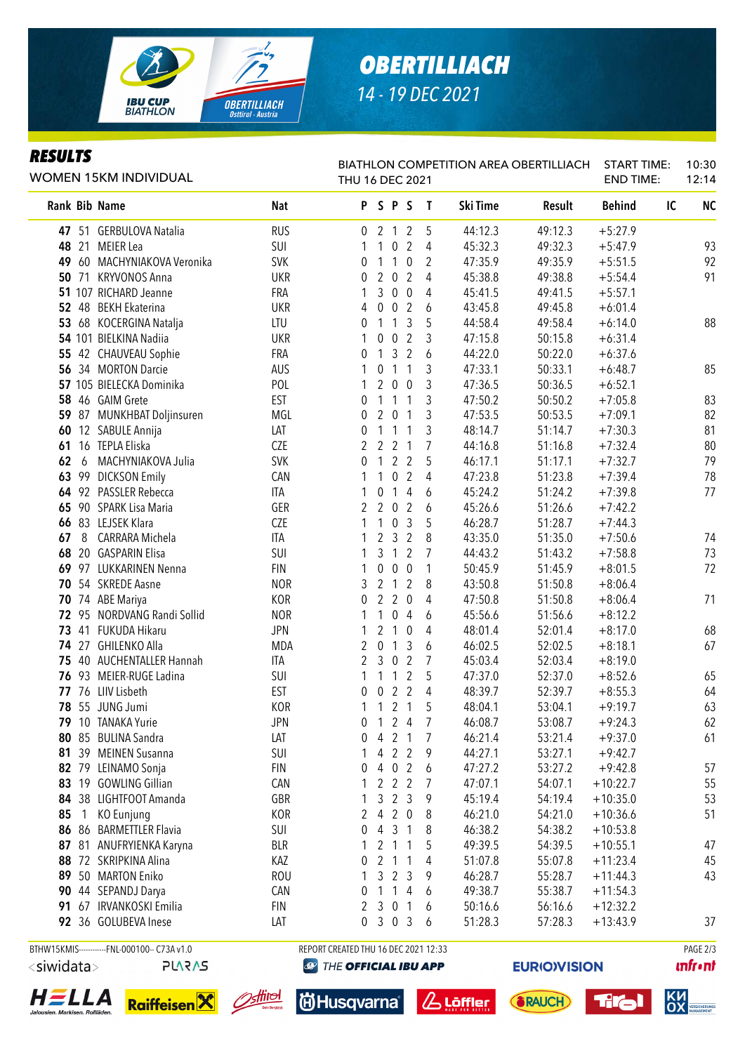# OBERTILLIACH

14 - 19 DEC 2021

## RESULTS

WOMEN 15KM INDIVIDUAL

BIATHLON COMPETITION AREA OBERTILLIACH
THU 16 DEC 2021

START TIME: 10:30
END TIME: 12:14

| Rank | Bib | Name | Nat | P | S | P | S | T | Ski Time | Result | Behind | IC | NC |
|---|---|---|---|---|---|---|---|---|---|---|---|---|---|
| 47 | 51 | GERBULOVA Natalia | RUS | 0 | 2 | 1 | 2 | 5 | 44:12.3 | 49:12.3 | +5:27.9 | | |
| 48 | 21 | MEIER Lea | SUI | 1 | 1 | 0 | 2 | 4 | 45:32.3 | 49:32.3 | +5:47.9 | | 93 |
| 49 | 60 | MACHYNIAKOVA Veronika | SVK | 0 | 1 | 1 | 0 | 2 | 47:35.9 | 49:35.9 | +5:51.5 | | 92 |
| 50 | 71 | KRYVONOS Anna | UKR | 0 | 2 | 0 | 2 | 4 | 45:38.8 | 49:38.8 | +5:54.4 | | 91 |
| 51 | 107 | RICHARD Jeanne | FRA | 1 | 3 | 0 | 0 | 4 | 45:41.5 | 49:41.5 | +5:57.1 | | |
| 52 | 48 | BEKH Ekaterina | UKR | 4 | 0 | 0 | 2 | 6 | 43:45.8 | 49:45.8 | +6:01.4 | | |
| 53 | 68 | KOCERGINA Natalja | LTU | 0 | 1 | 1 | 3 | 5 | 44:58.4 | 49:58.4 | +6:14.0 | | 88 |
| 54 | 101 | BIELKINA Nadiia | UKR | 1 | 0 | 0 | 2 | 3 | 47:15.8 | 50:15.8 | +6:31.4 | | |
| 55 | 42 | CHAUVEAU Sophie | FRA | 0 | 1 | 3 | 2 | 6 | 44:22.0 | 50:22.0 | +6:37.6 | | |
| 56 | 34 | MORTON Darcie | AUS | 1 | 0 | 1 | 1 | 3 | 47:33.1 | 50:33.1 | +6:48.7 | | 85 |
| 57 | 105 | BIELECKA Dominika | POL | 1 | 2 | 0 | 0 | 3 | 47:36.5 | 50:36.5 | +6:52.1 | | |
| 58 | 46 | GAIM Grete | EST | 0 | 1 | 1 | 1 | 3 | 47:50.2 | 50:50.2 | +7:05.8 | | 83 |
| 59 | 87 | MUNKHBAT Doljinsuren | MGL | 0 | 2 | 0 | 1 | 3 | 47:53.5 | 50:53.5 | +7:09.1 | | 82 |
| 60 | 12 | SABULE Annija | LAT | 0 | 1 | 1 | 1 | 3 | 48:14.7 | 51:14.7 | +7:30.3 | | 81 |
| 61 | 16 | TEPLA Eliska | CZE | 2 | 2 | 2 | 1 | 7 | 44:16.8 | 51:16.8 | +7:32.4 | | 80 |
| 62 | 6 | MACHYNIAKOVA Julia | SVK | 0 | 1 | 2 | 2 | 5 | 46:17.1 | 51:17.1 | +7:32.7 | | 79 |
| 63 | 99 | DICKSON Emily | CAN | 1 | 1 | 0 | 2 | 4 | 47:23.8 | 51:23.8 | +7:39.4 | | 78 |
| 64 | 92 | PASSLER Rebecca | ITA | 1 | 0 | 1 | 4 | 6 | 45:24.2 | 51:24.2 | +7:39.8 | | 77 |
| 65 | 90 | SPARK Lisa Maria | GER | 2 | 2 | 0 | 2 | 6 | 45:26.6 | 51:26.6 | +7:42.2 | | |
| 66 | 83 | LEJSEK Klara | CZE | 1 | 1 | 0 | 3 | 5 | 46:28.7 | 51:28.7 | +7:44.3 | | |
| 67 | 8 | CARRARA Michela | ITA | 1 | 2 | 3 | 2 | 8 | 43:35.0 | 51:35.0 | +7:50.6 | | 74 |
| 68 | 20 | GASPARIN Elisa | SUI | 1 | 3 | 1 | 2 | 7 | 44:43.2 | 51:43.2 | +7:58.8 | | 73 |
| 69 | 97 | LUKKARINEN Nenna | FIN | 1 | 0 | 0 | 0 | 1 | 50:45.9 | 51:45.9 | +8:01.5 | | 72 |
| 70 | 54 | SKREDE Aasne | NOR | 3 | 2 | 1 | 2 | 8 | 43:50.8 | 51:50.8 | +8:06.4 | | |
| 70 | 74 | ABE Mariya | KOR | 0 | 2 | 2 | 0 | 4 | 47:50.8 | 51:50.8 | +8:06.4 | | 71 |
| 72 | 95 | NORDVANG Randi Sollid | NOR | 1 | 1 | 0 | 4 | 6 | 45:56.6 | 51:56.6 | +8:12.2 | | |
| 73 | 41 | FUKUDA Hikaru | JPN | 1 | 2 | 1 | 0 | 4 | 48:01.4 | 52:01.4 | +8:17.0 | | 68 |
| 74 | 27 | GHILENKO Alla | MDA | 2 | 0 | 1 | 3 | 6 | 46:02.5 | 52:02.5 | +8:18.1 | | 67 |
| 75 | 40 | AUCHENTALLER Hannah | ITA | 2 | 3 | 0 | 2 | 7 | 45:03.4 | 52:03.4 | +8:19.0 | | |
| 76 | 93 | MEIER-RUGE Ladina | SUI | 1 | 1 | 1 | 2 | 5 | 47:37.0 | 52:37.0 | +8:52.6 | | 65 |
| 77 | 76 | LIIV Lisbeth | EST | 0 | 0 | 2 | 2 | 4 | 48:39.7 | 52:39.7 | +8:55.3 | | 64 |
| 78 | 55 | JUNG Jumi | KOR | 1 | 1 | 2 | 1 | 5 | 48:04.1 | 53:04.1 | +9:19.7 | | 63 |
| 79 | 10 | TANAKA Yurie | JPN | 0 | 1 | 2 | 4 | 7 | 46:08.7 | 53:08.7 | +9:24.3 | | 62 |
| 80 | 85 | BULINA Sandra | LAT | 0 | 4 | 2 | 1 | 7 | 46:21.4 | 53:21.4 | +9:37.0 | | 61 |
| 81 | 39 | MEINEN Susanna | SUI | 1 | 4 | 2 | 2 | 9 | 44:27.1 | 53:27.1 | +9:42.7 | | |
| 82 | 79 | LEINAMO Sonja | FIN | 0 | 4 | 0 | 2 | 6 | 47:27.2 | 53:27.2 | +9:42.8 | | 57 |
| 83 | 19 | GOWLING Gillian | CAN | 1 | 2 | 2 | 2 | 7 | 47:07.1 | 54:07.1 | +10:22.7 | | 55 |
| 84 | 38 | LIGHTFOOT Amanda | GBR | 1 | 3 | 2 | 3 | 9 | 45:19.4 | 54:19.4 | +10:35.0 | | 53 |
| 85 | 1 | KO Eunjung | KOR | 2 | 4 | 2 | 0 | 8 | 46:21.0 | 54:21.0 | +10:36.6 | | 51 |
| 86 | 86 | BARMETTLER Flavia | SUI | 0 | 4 | 3 | 1 | 8 | 46:38.2 | 54:38.2 | +10:53.8 | | |
| 87 | 81 | ANUFRYIENKA Karyna | BLR | 1 | 2 | 1 | 1 | 5 | 49:39.5 | 54:39.5 | +10:55.1 | | 47 |
| 88 | 72 | SKRIPKINA Alina | KAZ | 0 | 2 | 1 | 1 | 4 | 51:07.8 | 55:07.8 | +11:23.4 | | 45 |
| 89 | 50 | MARTON Eniko | ROU | 1 | 3 | 2 | 3 | 9 | 46:28.7 | 55:28.7 | +11:44.3 | | 43 |
| 90 | 44 | SEPANDJ Darya | CAN | 0 | 1 | 1 | 4 | 6 | 49:38.7 | 55:38.7 | +11:54.3 | | |
| 91 | 67 | IRVANKOSKI Emilia | FIN | 2 | 3 | 0 | 1 | 6 | 50:16.6 | 56:16.6 | +12:32.2 | | |
| 92 | 36 | GOLUBEVA Inese | LAT | 0 | 3 | 0 | 3 | 6 | 51:28.3 | 57:28.3 | +13:43.9 | | 37 |

BTHW15KMIS-----------FNL-000100-- C73A v1.0    REPORT CREATED THU 16 DEC 2021 12:33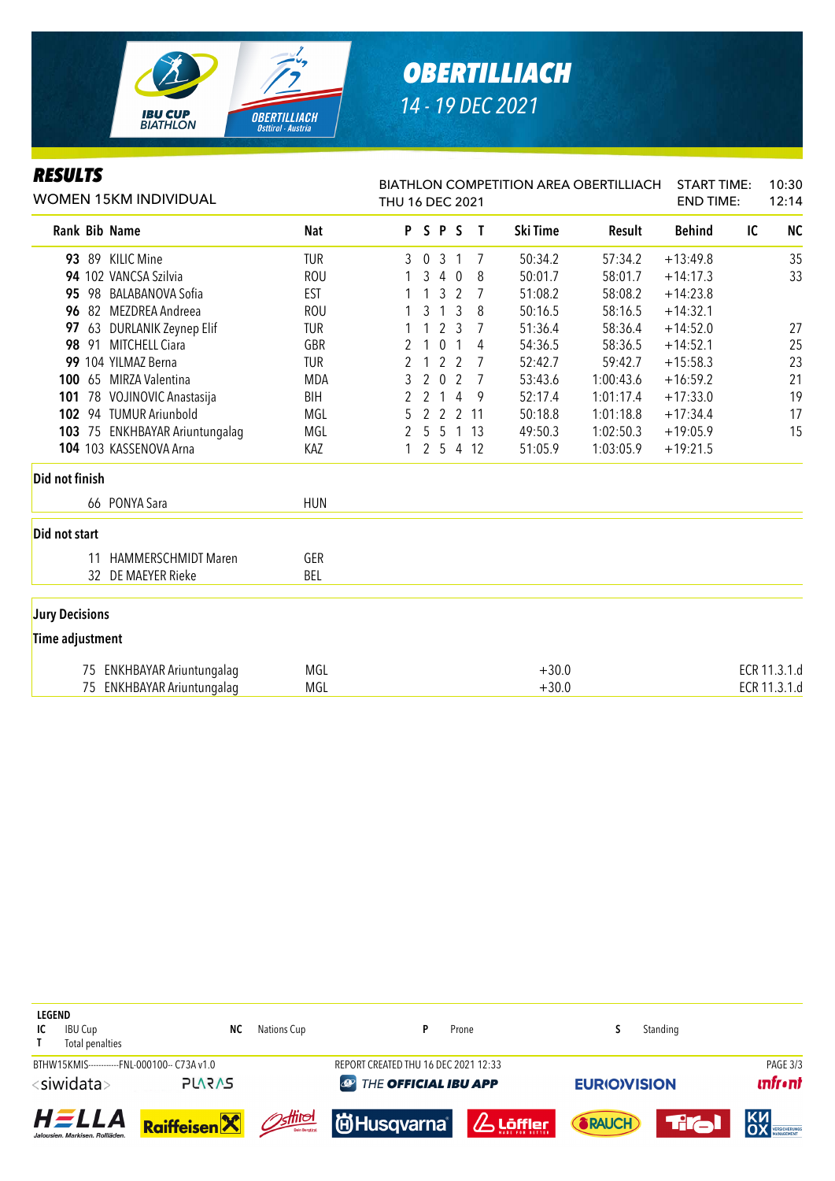# OBERTILLIACH

14 - 19 DEC 2021

## RESULTS

WOMEN 15KM INDIVIDUAL

BIATHLON COMPETITION AREA OBERTILLIACH
THU 16 DEC 2021

START TIME: 10:30
END TIME: 12:14

| Rank | Bib | Name | Nat | P | S | P | S | T | Ski Time | Result | Behind | IC | NC |
|---|---|---|---|---|---|---|---|---|---|---|---|---|---|
| **93** | 89 | KILIC Mine | TUR | 3 | 0 | 3 | 1 | 7 | 50:34.2 | 57:34.2 | +13:49.8 | | 35 |
| **94** | 102 | VANCSA Szilvia | ROU | 1 | 3 | 4 | 0 | 8 | 50:01.7 | 58:01.7 | +14:17.3 | | 33 |
| **95** | 98 | BALABANOVA Sofia | EST | 1 | 1 | 3 | 2 | 7 | 51:08.2 | 58:08.2 | +14:23.8 | | |
| **96** | 82 | MEZDREA Andreea | ROU | 1 | 3 | 1 | 3 | 8 | 50:16.5 | 58:16.5 | +14:32.1 | | |
| **97** | 63 | DURLANIK Zeynep Elif | TUR | 1 | 1 | 2 | 3 | 7 | 51:36.4 | 58:36.4 | +14:52.0 | | 27 |
| **98** | 91 | MITCHELL Ciara | GBR | 2 | 1 | 0 | 1 | 4 | 54:36.5 | 58:36.5 | +14:52.1 | | 25 |
| **99** | 104 | YILMAZ Berna | TUR | 2 | 1 | 2 | 2 | 7 | 52:42.7 | 59:42.7 | +15:58.3 | | 23 |
| **100** | 65 | MIRZA Valentina | MDA | 3 | 2 | 0 | 2 | 7 | 53:43.6 | 1:00:43.6 | +16:59.2 | | 21 |
| **101** | 78 | VOJINOVIC Anastasija | BIH | 2 | 2 | 1 | 4 | 9 | 52:17.4 | 1:01:17.4 | +17:33.0 | | 19 |
| **102** | 94 | TUMUR Ariunbold | MGL | 5 | 2 | 2 | 2 | 11 | 50:18.8 | 1:01:18.8 | +17:34.4 | | 17 |
| **103** | 75 | ENKHBAYAR Ariuntungalag | MGL | 2 | 5 | 5 | 1 | 13 | 49:50.3 | 1:02:50.3 | +19:05.9 | | 15 |
| **104** | 103 | KASSENOVA Arna | KAZ | 1 | 2 | 5 | 4 | 12 | 51:05.9 | 1:03:05.9 | +19:21.5 | | |

### Did not finish

| Bib | Name | Nat |
|---|---|---|
| 66 | PONYA Sara | HUN |

### Did not start

| Bib | Name | Nat |
|---|---|---|
| 11 | HAMMERSCHMIDT Maren | GER |
| 32 | DE MAEYER Rieke | BEL |

### Jury Decisions

#### Time adjustment

| Bib | Name | Nat | Adjustment | Rule |
|---|---|---|---|---|
| 75 | ENKHBAYAR Ariuntungalag | MGL | +30.0 | ECR 11.3.1.d |
| 75 | ENKHBAYAR Ariuntungalag | MGL | +30.0 | ECR 11.3.1.d |

**LEGEND**
IC IBU Cup
T Total penalties
NC Nations Cup
P Prone
S Standing

BTHW15KMIS-----------FNL-000100-- C73A v1.0
REPORT CREATED THU 16 DEC 2021 12:33